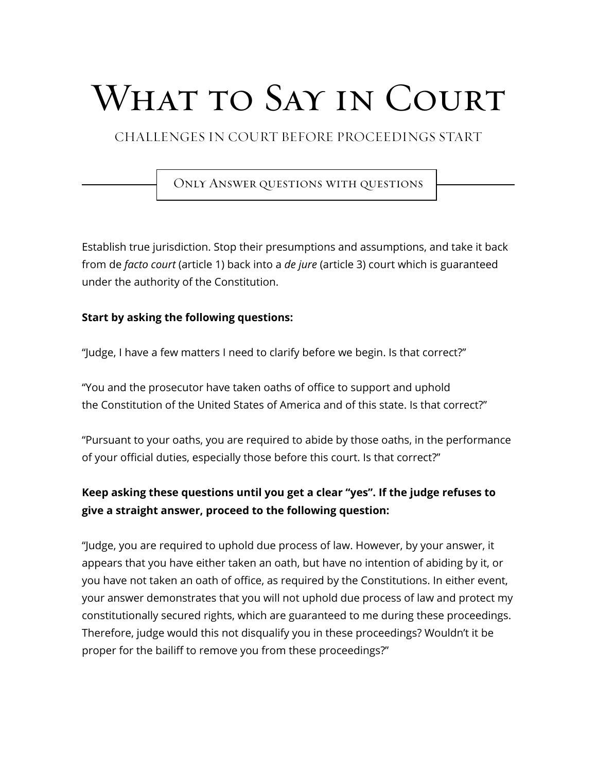# What to Say in Court

## CHALLENGES IN COURT BEFORE PROCEEDINGS START

### Only Answer questions with questions

Establish true jurisdiction. Stop their presumptions and assumptions, and take it back from de *facto court* (article 1) back into a *de jure* (article 3) court which is guaranteed under the authority of the Constitution.

**Start by asking the following questions:**

"Judge, I have a few matters I need to clarify before we begin. Is that correct?"

"You and the prosecutor have taken oaths of office to support and uphold the Constitution of the United States of America and of this state. Is that correct?"

"Pursuant to your oaths, you are required to abide by those oaths, in the performance of your official duties, especially those before this court. Is that correct?"

**Keep asking these questions until you get a clear "yes". If the judge refuses to give a straight answer, proceed to the following question:**

"Judge, you are required to uphold due process of law. However, by your answer, it appears that you have either taken an oath, but have no intention of abiding by it, or you have not taken an oath of office, as required by the Constitutions. In either event, your answer demonstrates that you will not uphold due process of law and protect my constitutionally secured rights, which are guaranteed to me during these proceedings. Therefore, judge would this not disqualify you in these proceedings? Wouldn't it be proper for the bailiff to remove you from these proceedings?"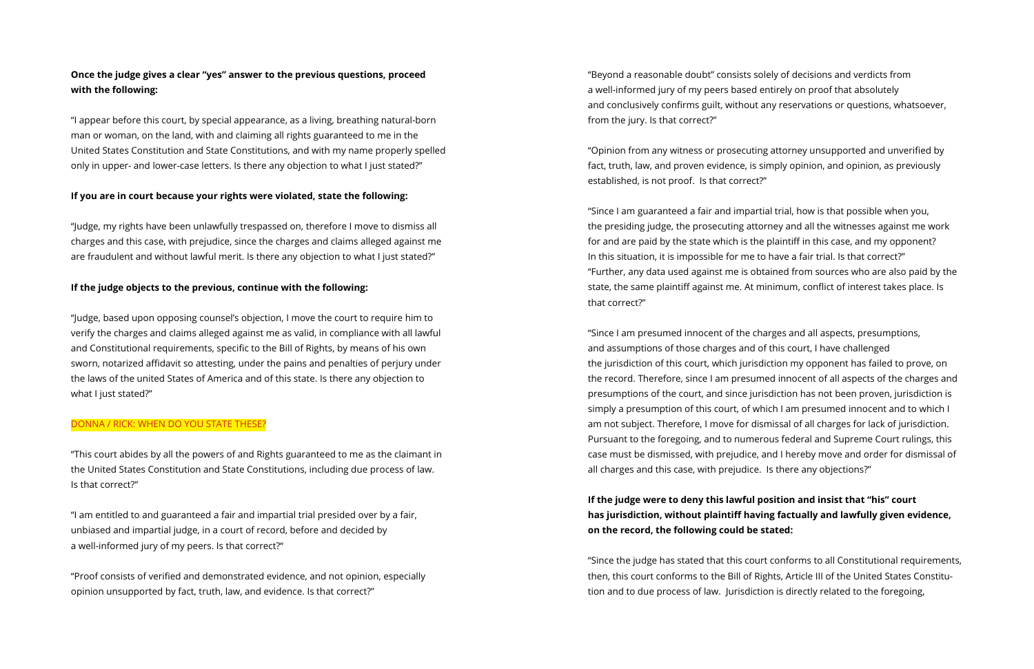**Once the judge gives a clear "yes" answer to the previous questions, proceed with the following:**

"I appear before this court, by special appearance, as a living, breathing natural-born man or woman, on the land, with and claiming all rights guaranteed to me in the United States Constitution and State Constitutions, and with my name properly spelled only in upper- and lower-case letters. Is there any objection to what I just stated?"

**If you are in court because your rights were violated, state the following:**

"Judge, my rights have been unlawfully trespassed on, therefore I move to dismiss all charges and this case, with prejudice, since the charges and claims alleged against me are fraudulent and without lawful merit. Is there any objection to what I just stated?"

**If the judge objects to the previous, continue with the following:**

"Judge, based upon opposing counsel's objection, I move the court to require him to verify the charges and claims alleged against me as valid, in compliance with all lawful and Constitutional requirements, specific to the Bill of Rights, by means of his own sworn, notarized affidavit so attesting, under the pains and penalties of perjury under the laws of the united States of America and of this state. Is there any objection to what I just stated?"

DONNA / RICK: WHEN DO YOU STATE THESE?

"This court abides by all the powers of and Rights guaranteed to me as the claimant in the United States Constitution and State Constitutions, including due process of law. Is that correct?"

"I am entitled to and guaranteed a fair and impartial trial presided over by a fair, unbiased and impartial judge, in a court of record, before and decided by a well-informed jury of my peers. Is that correct?"

"Proof consists of verified and demonstrated evidence, and not opinion, especially opinion unsupported by fact, truth, law, and evidence. Is that correct?"

"Beyond a reasonable doubt" consists solely of decisions and verdicts from a well-informed jury of my peers based entirely on proof that absolutely and conclusively confirms guilt, without any reservations or questions, whatsoever, from the jury. Is that correct?"

"Opinion from any witness or prosecuting attorney unsupported and unverified by fact, truth, law, and proven evidence, is simply opinion, and opinion, as previously established, is not proof. Is that correct?"

"Since I am guaranteed a fair and impartial trial, how is that possible when you, the presiding judge, the prosecuting attorney and all the witnesses against me work for and are paid by the state which is the plaintiff in this case, and my opponent? In this situation, it is impossible for me to have a fair trial. Is that correct?"
"Further, any data used against me is obtained from sources who are also paid by the state, the same plaintiff against me. At minimum, conflict of interest takes place. Is that correct?"

"Since I am presumed innocent of the charges and all aspects, presumptions, and assumptions of those charges and of this court, I have challenged the jurisdiction of this court, which jurisdiction my opponent has failed to prove, on the record. Therefore, since I am presumed innocent of all aspects of the charges and presumptions of the court, and since jurisdiction has not been proven, jurisdiction is simply a presumption of this court, of which I am presumed innocent and to which I am not subject. Therefore, I move for dismissal of all charges for lack of jurisdiction. Pursuant to the foregoing, and to numerous federal and Supreme Court rulings, this case must be dismissed, with prejudice, and I hereby move and order for dismissal of all charges and this case, with prejudice. Is there any objections?"

**If the judge were to deny this lawful position and insist that "his" court has jurisdiction, without plaintiff having factually and lawfully given evidence, on the record, the following could be stated:**

"Since the judge has stated that this court conforms to all Constitutional requirements, then, this court conforms to the Bill of Rights, Article III of the United States Constitution and to due process of law. Jurisdiction is directly related to the foregoing,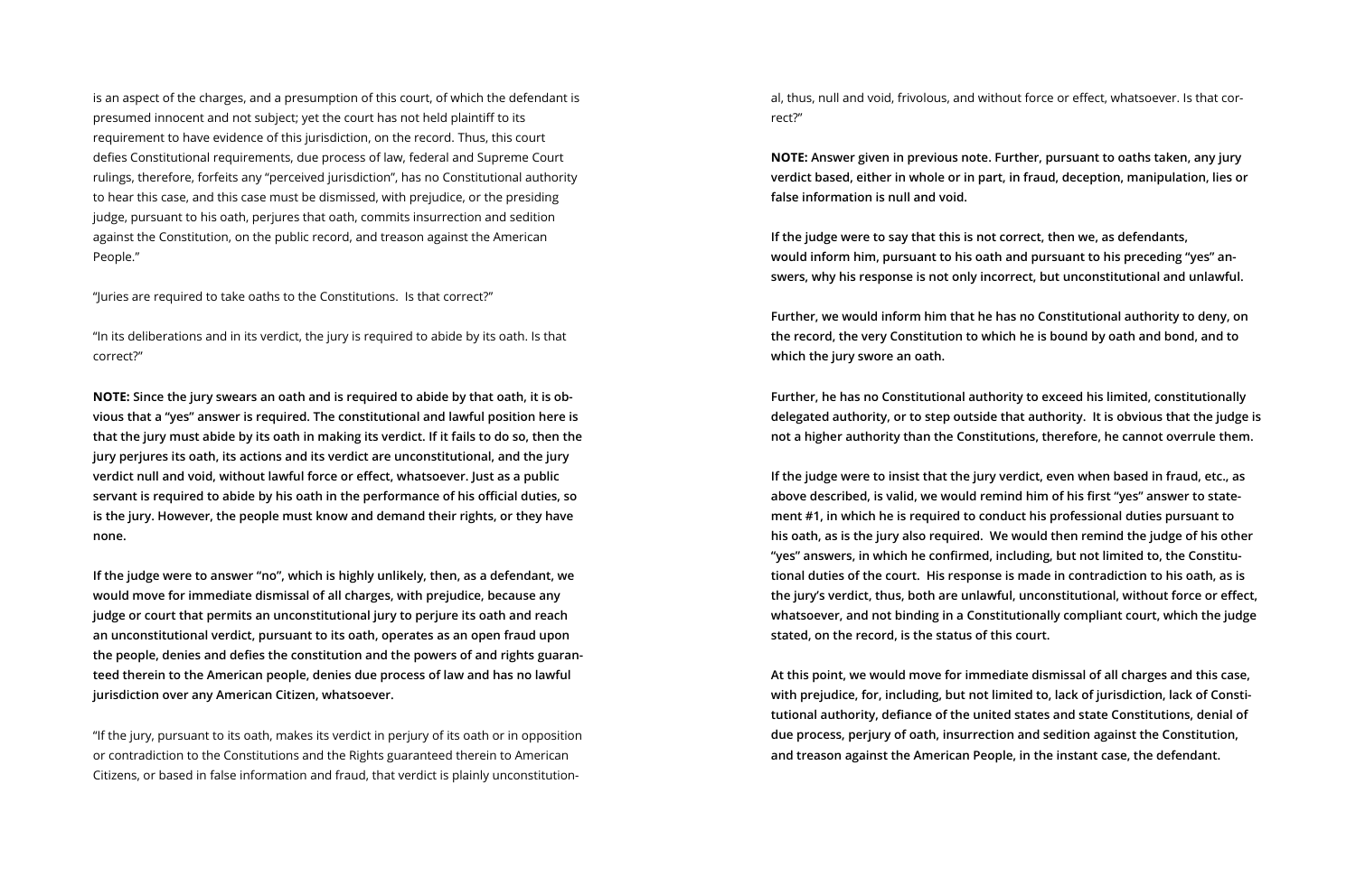is an aspect of the charges, and a presumption of this court, of which the defendant is presumed innocent and not subject; yet the court has not held plaintiff to its requirement to have evidence of this jurisdiction, on the record. Thus, this court defies Constitutional requirements, due process of law, federal and Supreme Court rulings, therefore, forfeits any "perceived jurisdiction", has no Constitutional authority to hear this case, and this case must be dismissed, with prejudice, or the presiding judge, pursuant to his oath, perjures that oath, commits insurrection and sedition against the Constitution, on the public record, and treason against the American People."

"Juries are required to take oaths to the Constitutions. Is that correct?"

"In its deliberations and in its verdict, the jury is required to abide by its oath. Is that correct?"

**NOTE: Since the jury swears an oath and is required to abide by that oath, it is obvious that a "yes" answer is required. The constitutional and lawful position here is that the jury must abide by its oath in making its verdict. If it fails to do so, then the jury perjures its oath, its actions and its verdict are unconstitutional, and the jury verdict null and void, without lawful force or effect, whatsoever. Just as a public servant is required to abide by his oath in the performance of his official duties, so is the jury. However, the people must know and demand their rights, or they have none.**

**If the judge were to answer "no", which is highly unlikely, then, as a defendant, we would move for immediate dismissal of all charges, with prejudice, because any judge or court that permits an unconstitutional jury to perjure its oath and reach an unconstitutional verdict, pursuant to its oath, operates as an open fraud upon the people, denies and defies the constitution and the powers of and rights guaranteed therein to the American people, denies due process of law and has no lawful jurisdiction over any American Citizen, whatsoever.**

"If the jury, pursuant to its oath, makes its verdict in perjury of its oath or in opposition or contradiction to the Constitutions and the Rights guaranteed therein to American Citizens, or based in false information and fraud, that verdict is plainly unconstitutional, thus, null and void, frivolous, and without force or effect, whatsoever. Is that correct?"

**NOTE: Answer given in previous note. Further, pursuant to oaths taken, any jury verdict based, either in whole or in part, in fraud, deception, manipulation, lies or false information is null and void.**

**If the judge were to say that this is not correct, then we, as defendants, would inform him, pursuant to his oath and pursuant to his preceding "yes" answers, why his response is not only incorrect, but unconstitutional and unlawful.**

**Further, we would inform him that he has no Constitutional authority to deny, on the record, the very Constitution to which he is bound by oath and bond, and to which the jury swore an oath.**

**Further, he has no Constitutional authority to exceed his limited, constitutionally delegated authority, or to step outside that authority. It is obvious that the judge is not a higher authority than the Constitutions, therefore, he cannot overrule them.**

**If the judge were to insist that the jury verdict, even when based in fraud, etc., as above described, is valid, we would remind him of his first "yes" answer to statement #1, in which he is required to conduct his professional duties pursuant to his oath, as is the jury also required. We would then remind the judge of his other "yes" answers, in which he confirmed, including, but not limited to, the Constitutional duties of the court. His response is made in contradiction to his oath, as is the jury's verdict, thus, both are unlawful, unconstitutional, without force or effect, whatsoever, and not binding in a Constitutionally compliant court, which the judge stated, on the record, is the status of this court.**

**At this point, we would move for immediate dismissal of all charges and this case, with prejudice, for, including, but not limited to, lack of jurisdiction, lack of Constitutional authority, defiance of the united states and state Constitutions, denial of due process, perjury of oath, insurrection and sedition against the Constitution, and treason against the American People, in the instant case, the defendant.**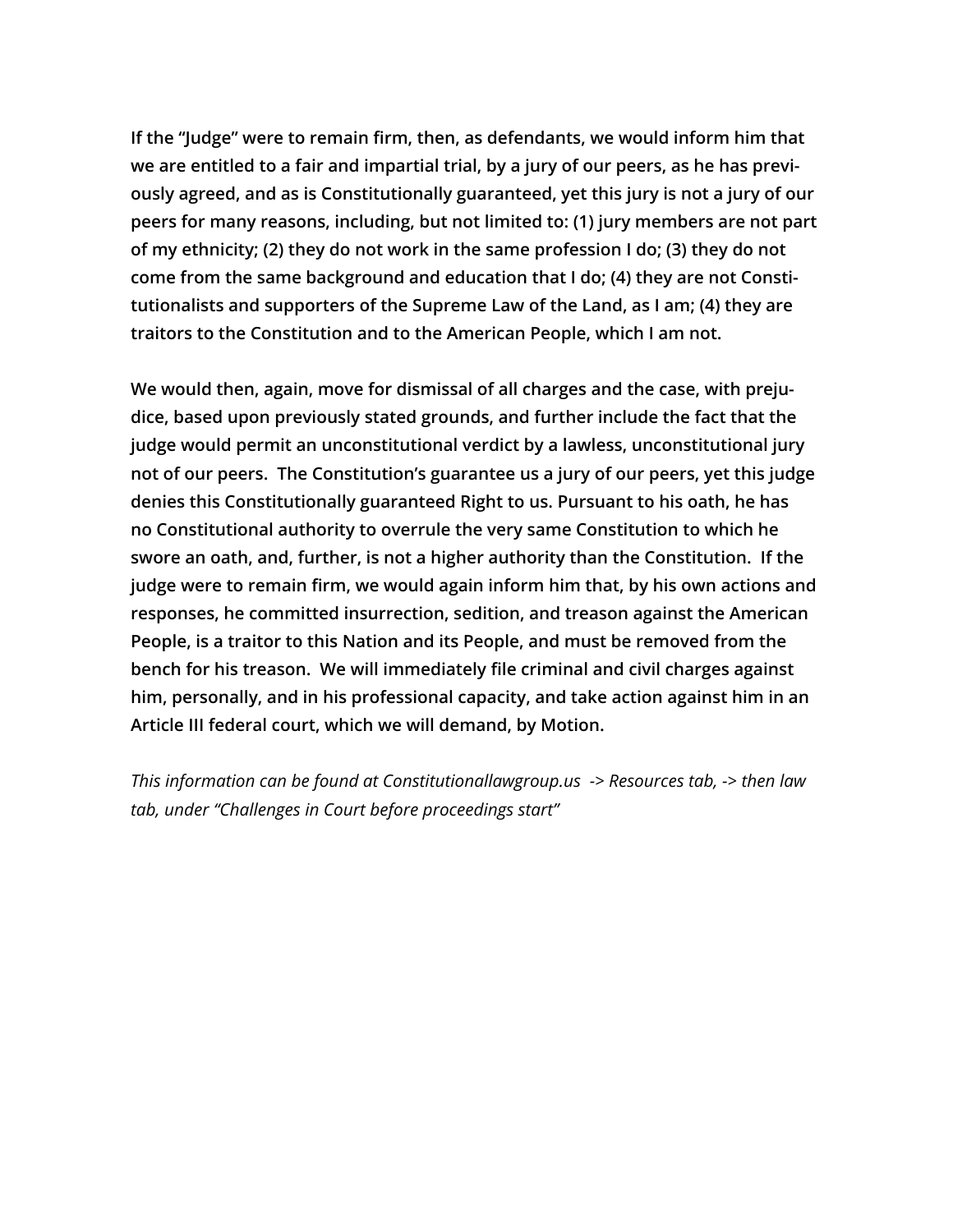**If the "Judge" were to remain firm, then, as defendants, we would inform him that we are entitled to a fair and impartial trial, by a jury of our peers, as he has previously agreed, and as is Constitutionally guaranteed, yet this jury is not a jury of our peers for many reasons, including, but not limited to: (1) jury members are not part of my ethnicity; (2) they do not work in the same profession I do; (3) they do not come from the same background and education that I do; (4) they are not Constitutionalists and supporters of the Supreme Law of the Land, as I am; (4) they are traitors to the Constitution and to the American People, which I am not.**

**We would then, again, move for dismissal of all charges and the case, with prejudice, based upon previously stated grounds, and further include the fact that the judge would permit an unconstitutional verdict by a lawless, unconstitutional jury not of our peers. The Constitution's guarantee us a jury of our peers, yet this judge denies this Constitutionally guaranteed Right to us. Pursuant to his oath, he has no Constitutional authority to overrule the very same Constitution to which he swore an oath, and, further, is not a higher authority than the Constitution. If the judge were to remain firm, we would again inform him that, by his own actions and responses, he committed insurrection, sedition, and treason against the American People, is a traitor to this Nation and its People, and must be removed from the bench for his treason. We will immediately file criminal and civil charges against him, personally, and in his professional capacity, and take action against him in an Article III federal court, which we will demand, by Motion.**

*This information can be found at Constitutionallawgroup.us -> Resources tab, -> then law tab, under "Challenges in Court before proceedings start"*